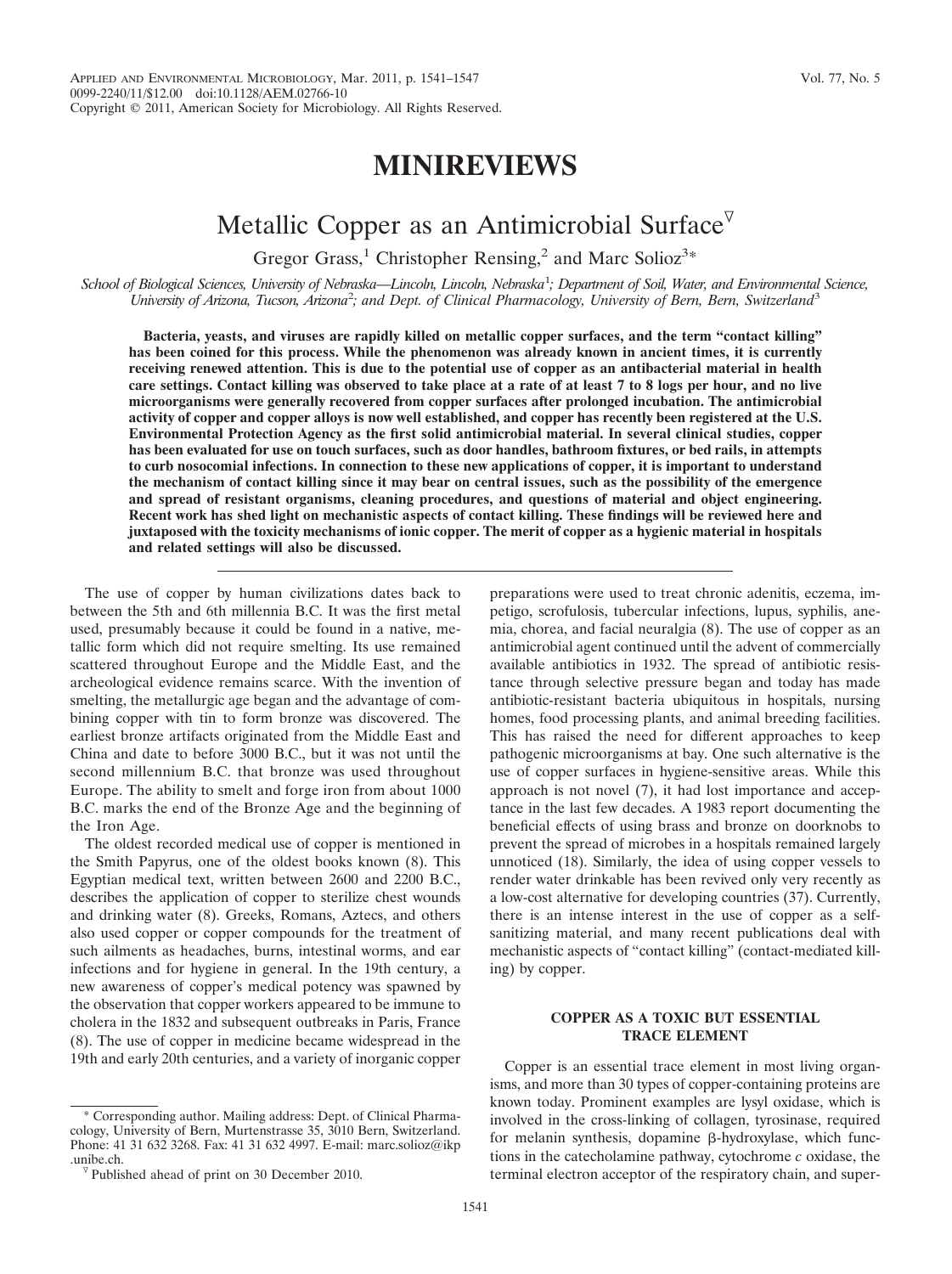# MINIREVIEWS

## Metallic Copper as an Antimicrobial Surface

Gregor Grass,[1] Christopher Rensing,[2] and Marc Solioz[3]*

*School of Biological Sciences, University of Nebraska—Lincoln, Lincoln, Nebraska[1]; Department of Soil, Water, and Environmental Science, University of Arizona, Tucson, Arizona[2]; and Dept. of Clinical Pharmacology, University of Bern, Bern, Switzerland[3]*

**Bacteria, yeasts, and viruses are rapidly killed on metallic copper surfaces, and the term "contact killing" has been coined for this process. While the phenomenon was already known in ancient times, it is currently receiving renewed attention. This is due to the potential use of copper as an antibacterial material in health care settings. Contact killing was observed to take place at a rate of at least 7 to 8 logs per hour, and no live microorganisms were generally recovered from copper surfaces after prolonged incubation. The antimicrobial activity of copper and copper alloys is now well established, and copper has recently been registered at the U.S. Environmental Protection Agency as the first solid antimicrobial material. In several clinical studies, copper has been evaluated for use on touch surfaces, such as door handles, bathroom fixtures, or bed rails, in attempts to curb nosocomial infections. In connection to these new applications of copper, it is important to understand the mechanism of contact killing since it may bear on central issues, such as the possibility of the emergence and spread of resistant organisms, cleaning procedures, and questions of material and object engineering. Recent work has shed light on mechanistic aspects of contact killing. These findings will be reviewed here and juxtaposed with the toxicity mechanisms of ionic copper. The merit of copper as a hygienic material in hospitals and related settings will also be discussed.**

The use of copper by human civilizations dates back to between the 5th and 6th millennia B.C. It was the first metal used, presumably because it could be found in a native, metallic form which did not require smelting. Its use remained scattered throughout Europe and the Middle East, and the archeological evidence remains scarce. With the invention of smelting, the metallurgic age began and the advantage of combining copper with tin to form bronze was discovered. The earliest bronze artifacts originated from the Middle East and China and date to before 3000 B.C., but it was not until the second millennium B.C. that bronze was used throughout Europe. The ability to smelt and forge iron from about 1000 B.C. marks the end of the Bronze Age and the beginning of the Iron Age.

The oldest recorded medical use of copper is mentioned in the Smith Papyrus, one of the oldest books known (8). This Egyptian medical text, written between 2600 and 2200 B.C., describes the application of copper to sterilize chest wounds and drinking water (8). Greeks, Romans, Aztecs, and others also used copper or copper compounds for the treatment of such ailments as headaches, burns, intestinal worms, and ear infections and for hygiene in general. In the 19th century, a new awareness of copper's medical potency was spawned by the observation that copper workers appeared to be immune to cholera in the 1832 and subsequent outbreaks in Paris, France (8). The use of copper in medicine became widespread in the 19th and early 20th centuries, and a variety of inorganic copper preparations were used to treat chronic adenitis, eczema, impetigo, scrofulosis, tubercular infections, lupus, syphilis, anemia, chorea, and facial neuralgia (8). The use of copper as an antimicrobial agent continued until the advent of commercially available antibiotics in 1932. The spread of antibiotic resistance through selective pressure began and today has made antibiotic-resistant bacteria ubiquitous in hospitals, nursing homes, food processing plants, and animal breeding facilities. This has raised the need for different approaches to keep pathogenic microorganisms at bay. One such alternative is the use of copper surfaces in hygiene-sensitive areas. While this approach is not novel (7), it had lost importance and acceptance in the last few decades. A 1983 report documenting the beneficial effects of using brass and bronze on doorknobs to prevent the spread of microbes in a hospitals remained largely unnoticed (18). Similarly, the idea of using copper vessels to render water drinkable has been revived only very recently as a low-cost alternative for developing countries (37). Currently, there is an intense interest in the use of copper as a self-sanitizing material, and many recent publications deal with mechanistic aspects of "contact killing" (contact-mediated killing) by copper.

### COPPER AS A TOXIC BUT ESSENTIAL TRACE ELEMENT

Copper is an essential trace element in most living organisms, and more than 30 types of copper-containing proteins are known today. Prominent examples are lysyl oxidase, which is involved in the cross-linking of collagen, tyrosinase, required for melanin synthesis, dopamine β-hydroxylase, which functions in the catecholamine pathway, cytochrome *c* oxidase, the terminal electron acceptor of the respiratory chain, and super-

---

\* Corresponding author. Mailing address: Dept. of Clinical Pharmacology, University of Bern, Murtenstrasse 35, 3010 Bern, Switzerland. Phone: 41 31 632 3268. Fax: 41 31 632 4997. E-mail: marc.solioz@ikp.unibe.ch.

▿ Published ahead of print on 30 December 2010.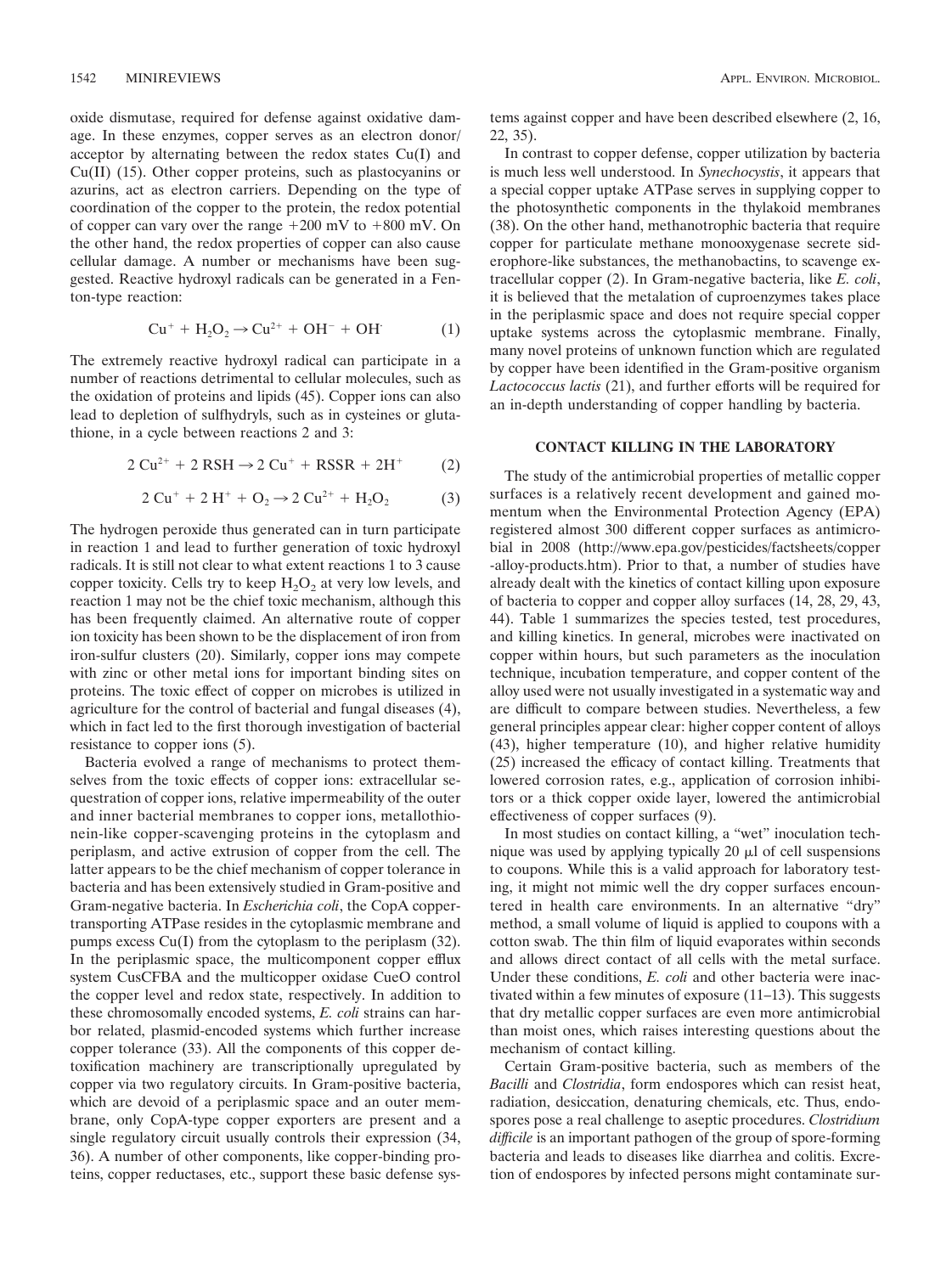oxide dismutase, required for defense against oxidative damage. In these enzymes, copper serves as an electron donor/acceptor by alternating between the redox states Cu(I) and Cu(II) (15). Other copper proteins, such as plastocyanins or azurins, act as electron carriers. Depending on the type of coordination of the copper to the protein, the redox potential of copper can vary over the range +200 mV to +800 mV. On the other hand, the redox properties of copper can also cause cellular damage. A number or mechanisms have been suggested. Reactive hydroxyl radicals can be generated in a Fenton-type reaction:

$$Cu^{+} + H_2O_2 \rightarrow Cu^{2+} + OH^{-} + OH^{\cdot} \qquad (1)$$

The extremely reactive hydroxyl radical can participate in a number of reactions detrimental to cellular molecules, such as the oxidation of proteins and lipids (45). Copper ions can also lead to depletion of sulfhydryls, such as in cysteines or glutathione, in a cycle between reactions 2 and 3:

$$2\,Cu^{2+} + 2\,RSH \rightarrow 2\,Cu^{+} + RSSR + 2H^{+} \qquad (2)$$

$$2\,Cu^{+} + 2\,H^{+} + O_2 \rightarrow 2\,Cu^{2+} + H_2O_2 \qquad (3)$$

The hydrogen peroxide thus generated can in turn participate in reaction 1 and lead to further generation of toxic hydroxyl radicals. It is still not clear to what extent reactions 1 to 3 cause copper toxicity. Cells try to keep $H_2O_2$ at very low levels, and reaction 1 may not be the chief toxic mechanism, although this has been frequently claimed. An alternative route of copper ion toxicity has been shown to be the displacement of iron from iron-sulfur clusters (20). Similarly, copper ions may compete with zinc or other metal ions for important binding sites on proteins. The toxic effect of copper on microbes is utilized in agriculture for the control of bacterial and fungal diseases (4), which in fact led to the first thorough investigation of bacterial resistance to copper ions (5).

Bacteria evolved a range of mechanisms to protect themselves from the toxic effects of copper ions: extracellular sequestration of copper ions, relative impermeability of the outer and inner bacterial membranes to copper ions, metallothionein-like copper-scavenging proteins in the cytoplasm and periplasm, and active extrusion of copper from the cell. The latter appears to be the chief mechanism of copper tolerance in bacteria and has been extensively studied in Gram-positive and Gram-negative bacteria. In *Escherichia coli*, the CopA copper-transporting ATPase resides in the cytoplasmic membrane and pumps excess Cu(I) from the cytoplasm to the periplasm (32). In the periplasmic space, the multicomponent copper efflux system CusCFBA and the multicopper oxidase CueO control the copper level and redox state, respectively. In addition to these chromosomally encoded systems, *E. coli* strains can harbor related, plasmid-encoded systems which further increase copper tolerance (33). All the components of this copper detoxification machinery are transcriptionally upregulated by copper via two regulatory circuits. In Gram-positive bacteria, which are devoid of a periplasmic space and an outer membrane, only CopA-type copper exporters are present and a single regulatory circuit usually controls their expression (34, 36). A number of other components, like copper-binding proteins, copper reductases, etc., support these basic defense systems against copper and have been described elsewhere (2, 16, 22, 35).

In contrast to copper defense, copper utilization by bacteria is much less well understood. In *Synechocystis*, it appears that a special copper uptake ATPase serves in supplying copper to the photosynthetic components in the thylakoid membranes (38). On the other hand, methanotrophic bacteria that require copper for particulate methane monooxygenase secrete siderophore-like substances, the methanobactins, to scavenge extracellular copper (2). In Gram-negative bacteria, like *E. coli*, it is believed that the metalation of cuproenzymes takes place in the periplasmic space and does not require special copper uptake systems across the cytoplasmic membrane. Finally, many novel proteins of unknown function which are regulated by copper have been identified in the Gram-positive organism *Lactococcus lactis* (21), and further efforts will be required for an in-depth understanding of copper handling by bacteria.

## CONTACT KILLING IN THE LABORATORY

The study of the antimicrobial properties of metallic copper surfaces is a relatively recent development and gained momentum when the Environmental Protection Agency (EPA) registered almost 300 different copper surfaces as antimicrobial in 2008 (http://www.epa.gov/pesticides/factsheets/copper-alloy-products.htm). Prior to that, a number of studies have already dealt with the kinetics of contact killing upon exposure of bacteria to copper and copper alloy surfaces (14, 28, 29, 43, 44). Table 1 summarizes the species tested, test procedures, and killing kinetics. In general, microbes were inactivated on copper within hours, but such parameters as the inoculation technique, incubation temperature, and copper content of the alloy used were not usually investigated in a systematic way and are difficult to compare between studies. Nevertheless, a few general principles appear clear: higher copper content of alloys (43), higher temperature (10), and higher relative humidity (25) increased the efficacy of contact killing. Treatments that lowered corrosion rates, e.g., application of corrosion inhibitors or a thick copper oxide layer, lowered the antimicrobial effectiveness of copper surfaces (9).

In most studies on contact killing, a "wet" inoculation technique was used by applying typically 20 μl of cell suspensions to coupons. While this is a valid approach for laboratory testing, it might not mimic well the dry copper surfaces encountered in health care environments. In an alternative "dry" method, a small volume of liquid is applied to coupons with a cotton swab. The thin film of liquid evaporates within seconds and allows direct contact of all cells with the metal surface. Under these conditions, *E. coli* and other bacteria were inactivated within a few minutes of exposure (11–13). This suggests that dry metallic copper surfaces are even more antimicrobial than moist ones, which raises interesting questions about the mechanism of contact killing.

Certain Gram-positive bacteria, such as members of the *Bacilli* and *Clostridia*, form endospores which can resist heat, radiation, desiccation, denaturing chemicals, etc. Thus, endospores pose a real challenge to aseptic procedures. *Clostridium difficile* is an important pathogen of the group of spore-forming bacteria and leads to diseases like diarrhea and colitis. Excretion of endospores by infected persons might contaminate sur-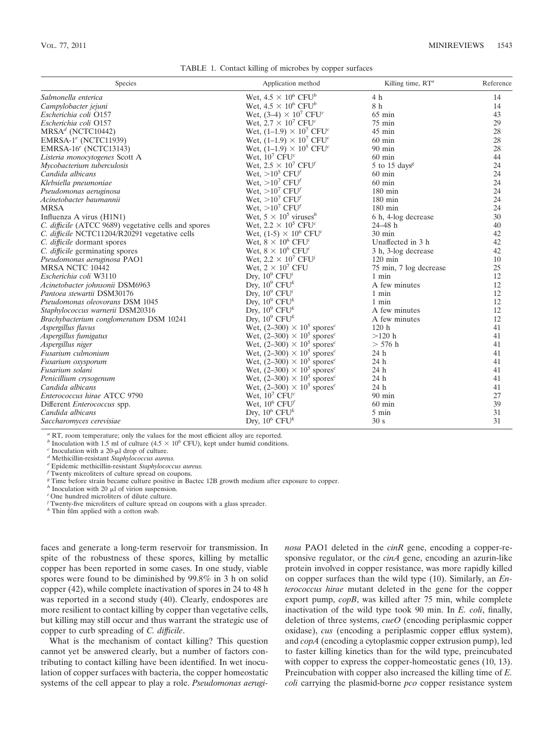TABLE 1. Contact killing of microbes by copper surfaces

| Species | Application method | Killing time, RT[a] | Reference |
|---|---|---|---|
| *Salmonella enterica* | Wet, $4.5 \times 10^6$ CFU[b] | 4 h | 14 |
| *Campylobacter jejuni* | Wet, $4.5 \times 10^6$ CFU[b] | 8 h | 14 |
| *Escherichia coli* O157 | Wet, $(3–4) \times 10^7$ CFU[c] | 65 min | 43 |
| *Escherichia coli* O157 | Wet, $2.7 \times 10^7$ CFU[c] | 75 min | 29 |
| MRSA[d] (NCTC10442) | Wet, $(1–1.9) \times 10^7$ CFU[c] | 45 min | 28 |
| EMRSA-1[e] (NCTC11939) | Wet, $(1–1.9) \times 10^7$ CFU[c] | 60 min | 28 |
| EMRSA-16[e] (NCTC13143) | Wet, $(1–1.9) \times 10^5$ CFU[c] | 90 min | 28 |
| *Listeria monocytogenes* Scott A | Wet, $10^7$ CFU[c] | 60 min | 44 |
| *Mycobacterium tuberculosis* | Wet, $2.5 \times 10^7$ CFU[f] | 5 to 15 days[g] | 24 |
| *Candida albicans* | Wet, $>10^5$ CFU[f] | 60 min | 24 |
| *Klebsiella pneumoniae* | Wet, $>10^7$ CFU[f] | 60 min | 24 |
| *Pseudomonas aeruginosa* | Wet, $>10^7$ CFU[f] | 180 min | 24 |
| *Acinetobacter baumannii* | Wet, $>10^7$ CFU[f] | 180 min | 24 |
| MRSA | Wet, $>10^7$ CFU[f] | 180 min | 24 |
| Influenza A virus (H1N1) | Wet, $5 \times 10^5$ viruses[h] | 6 h, 4-log decrease | 30 |
| *C. difficile* (ATCC 9689) vegetative cells and spores | Wet, $2.2 \times 10^5$ CFU[c] | 24–48 h | 40 |
| *C. difficile* NCTC11204/R20291 vegetative cells | Wet, $(1-5) \times 10^6$ CFU[i] | 30 min | 42 |
| *C. difficile* dormant spores | Wet, $8 \times 10^6$ CFU[i] | Unaffected in 3 h | 42 |
| *C. difficile* germinating spores | Wet, $8 \times 10^6$ CFU[i] | 3 h, 3-log decrease | 42 |
| *Pseudomonas aeruginosa* PAO1 | Wet, $2.2 \times 10^7$ CFU[j] | 120 min | 10 |
| MRSA NCTC 10442 | Wet, $2 \times 10^7$ CFU | 75 min, 7 log decrease | 25 |
| *Escherichia coli* W3110 | Dry, $10^9$ CFU[i] | 1 min | 12 |
| *Acinetobacter johnsonii* DSM6963 | Dry, $10^9$ CFU[k] | A few minutes | 12 |
| *Pantoea stewartii* DSM30176 | Dry, $10^9$ CFU[i] | 1 min | 12 |
| *Pseudomonas oleovorans* DSM 1045 | Dry, $10^9$ CFU[k] | 1 min | 12 |
| *Staphylococcus warnerii* DSM20316 | Dry, $10^9$ CFU[k] | A few minutes | 12 |
| *Brachybacterium conglomeratum* DSM 10241 | Dry, $10^9$ CFU[k] | A few minutes | 12 |
| *Aspergillus flavus* | Wet, $(2–300) \times 10^5$ spores[c] | 120 h | 41 |
| *Aspergillus fumigatus* | Wet, $(2–300) \times 10^5$ spores[c] | >120 h | 41 |
| *Aspergillus niger* | Wet, $(2–300) \times 10^5$ spores[c] | > 576 h | 41 |
| *Fusarium culmonium* | Wet, $(2–300) \times 10^5$ spores[c] | 24 h | 41 |
| *Fusarium oxysporum* | Wet, $(2–300) \times 10^5$ spores[c] | 24 h | 41 |
| *Fusarium solani* | Wet, $(2–300) \times 10^5$ spores[c] | 24 h | 41 |
| *Penicillium crysogenum* | Wet, $(2–300) \times 10^5$ spores[c] | 24 h | 41 |
| *Candida albicans* | Wet, $(2–300) \times 10^5$ spores[c] | 24 h | 41 |
| *Enterococcus hirae* ATCC 9790 | Wet, $10^7$ CFU[c] | 90 min | 27 |
| Different *Enterococcus* spp. | Wet, $10^6$ CFU[f] | 60 min | 39 |
| *Candida albicans* | Dry, $10^6$ CFU[k] | 5 min | 31 |
| *Saccharomyces cerevisiae* | Dry, $10^6$ CFU[k] | 30 s | 31 |

[a] RT, room temperature; only the values for the most efficient alloy are reported.
[b] Inoculation with 1.5 ml of culture ($4.5 \times 10^6$ CFU), kept under humid conditions.
[c] Inoculation with a 20-μl drop of culture.
[d] Methicillin-resistant *Staphylococcus aureus.*
[e] Epidemic methicillin-resistant *Staphylococcus aureus.*
[f] Twenty microliters of culture spread on coupons.
[g] Time before strain became culture positive in Bactec 12B growth medium after exposure to copper.
[h] Inoculation with 20 μl of virion suspension.
[i] One hundred microliters of dilute culture.
[j] Twenty-five microliters of culture spread on coupons with a glass spreader.
[k] Thin film applied with a cotton swab.

faces and generate a long-term reservoir for transmission. In spite of the robustness of these spores, killing by metallic copper has been reported in some cases. In one study, viable spores were found to be diminished by 99.8% in 3 h on solid copper (42), while complete inactivation of spores in 24 to 48 h was reported in a second study (40). Clearly, endospores are more resilient to contact killing by copper than vegetative cells, but killing may still occur and thus warrant the strategic use of copper to curb spreading of *C. difficile*.

What is the mechanism of contact killing? This question cannot yet be answered clearly, but a number of factors contributing to contact killing have been identified. In wet inoculation of copper surfaces with bacteria, the copper homeostatic systems of the cell appear to play a role. *Pseudomonas aeruginosa* PAO1 deleted in the *cinR* gene, encoding a copper-responsive regulator, or the *cinA* gene, encoding an azurin-like protein involved in copper resistance, was more rapidly killed on copper surfaces than the wild type (10). Similarly, an *Enterococcus hirae* mutant deleted in the gene for the copper export pump, *copB*, was killed after 75 min, while complete inactivation of the wild type took 90 min. In *E. coli*, finally, deletion of three systems, *cueO* (encoding periplasmic copper oxidase), *cus* (encoding a periplasmic copper efflux system), and *copA* (encoding a cytoplasmic copper extrusion pump), led to faster killing kinetics than for the wild type, preincubated with copper to express the copper-homeostatic genes (10, 13). Preincubation with copper also increased the killing time of *E. coli* carrying the plasmid-borne *pco* copper resistance system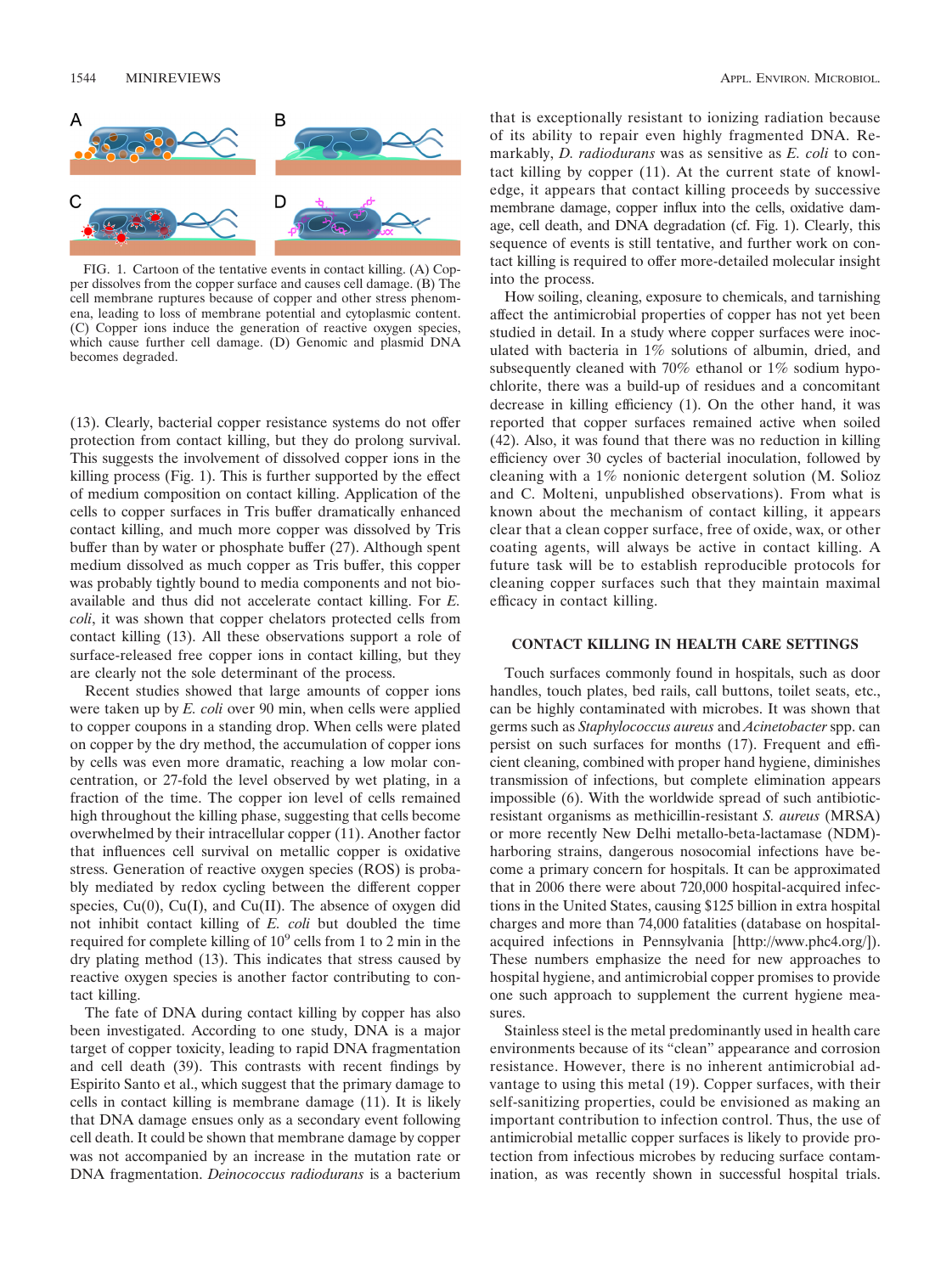FIG. 1. Cartoon of the tentative events in contact killing. (A) Copper dissolves from the copper surface and causes cell damage. (B) The cell membrane ruptures because of copper and other stress phenomena, leading to loss of membrane potential and cytoplasmic content. (C) Copper ions induce the generation of reactive oxygen species, which cause further cell damage. (D) Genomic and plasmid DNA becomes degraded.

(13). Clearly, bacterial copper resistance systems do not offer protection from contact killing, but they do prolong survival. This suggests the involvement of dissolved copper ions in the killing process (Fig. 1). This is further supported by the effect of medium composition on contact killing. Application of the cells to copper surfaces in Tris buffer dramatically enhanced contact killing, and much more copper was dissolved by Tris buffer than by water or phosphate buffer (27). Although spent medium dissolved as much copper as Tris buffer, this copper was probably tightly bound to media components and not bioavailable and thus did not accelerate contact killing. For *E. coli*, it was shown that copper chelators protected cells from contact killing (13). All these observations support a role of surface-released free copper ions in contact killing, but they are clearly not the sole determinant of the process.

Recent studies showed that large amounts of copper ions were taken up by *E. coli* over 90 min, when cells were applied to copper coupons in a standing drop. When cells were plated on copper by the dry method, the accumulation of copper ions by cells was even more dramatic, reaching a low molar concentration, or 27-fold the level observed by wet plating, in a fraction of the time. The copper ion level of cells remained high throughout the killing phase, suggesting that cells become overwhelmed by their intracellular copper (11). Another factor that influences cell survival on metallic copper is oxidative stress. Generation of reactive oxygen species (ROS) is probably mediated by redox cycling between the different copper species, Cu(0), Cu(I), and Cu(II). The absence of oxygen did not inhibit contact killing of *E. coli* but doubled the time required for complete killing of $10^9$ cells from 1 to 2 min in the dry plating method (13). This indicates that stress caused by reactive oxygen species is another factor contributing to contact killing.

The fate of DNA during contact killing by copper has also been investigated. According to one study, DNA is a major target of copper toxicity, leading to rapid DNA fragmentation and cell death (39). This contrasts with recent findings by Espirito Santo et al., which suggest that the primary damage to cells in contact killing is membrane damage (11). It is likely that DNA damage ensues only as a secondary event following cell death. It could be shown that membrane damage by copper was not accompanied by an increase in the mutation rate or DNA fragmentation. *Deinococcus radiodurans* is a bacterium that is exceptionally resistant to ionizing radiation because of its ability to repair even highly fragmented DNA. Remarkably, *D. radiodurans* was as sensitive as *E. coli* to contact killing by copper (11). At the current state of knowledge, it appears that contact killing proceeds by successive membrane damage, copper influx into the cells, oxidative damage, cell death, and DNA degradation (cf. Fig. 1). Clearly, this sequence of events is still tentative, and further work on contact killing is required to offer more-detailed molecular insight into the process.

How soiling, cleaning, exposure to chemicals, and tarnishing affect the antimicrobial properties of copper has not yet been studied in detail. In a study where copper surfaces were inoculated with bacteria in 1% solutions of albumin, dried, and subsequently cleaned with 70% ethanol or 1% sodium hypochlorite, there was a build-up of residues and a concomitant decrease in killing efficiency (1). On the other hand, it was reported that copper surfaces remained active when soiled (42). Also, it was found that there was no reduction in killing efficiency over 30 cycles of bacterial inoculation, followed by cleaning with a 1% nonionic detergent solution (M. Solioz and C. Molteni, unpublished observations). From what is known about the mechanism of contact killing, it appears clear that a clean copper surface, free of oxide, wax, or other coating agents, will always be active in contact killing. A future task will be to establish reproducible protocols for cleaning copper surfaces such that they maintain maximal efficacy in contact killing.

## CONTACT KILLING IN HEALTH CARE SETTINGS

Touch surfaces commonly found in hospitals, such as door handles, touch plates, bed rails, call buttons, toilet seats, etc., can be highly contaminated with microbes. It was shown that germs such as *Staphylococcus aureus* and *Acinetobacter* spp. can persist on such surfaces for months (17). Frequent and efficient cleaning, combined with proper hand hygiene, diminishes transmission of infections, but complete elimination appears impossible (6). With the worldwide spread of such antibiotic-resistant organisms as methicillin-resistant *S. aureus* (MRSA) or more recently New Delhi metallo-beta-lactamase (NDM)-harboring strains, dangerous nosocomial infections have become a primary concern for hospitals. It can be approximated that in 2006 there were about 720,000 hospital-acquired infections in the United States, causing $125 billion in extra hospital charges and more than 74,000 fatalities (database on hospital-acquired infections in Pennsylvania [http://www.phc4.org/]). These numbers emphasize the need for new approaches to hospital hygiene, and antimicrobial copper promises to provide one such approach to supplement the current hygiene measures.

Stainless steel is the metal predominantly used in health care environments because of its "clean" appearance and corrosion resistance. However, there is no inherent antimicrobial advantage to using this metal (19). Copper surfaces, with their self-sanitizing properties, could be envisioned as making an important contribution to infection control. Thus, the use of antimicrobial metallic copper surfaces is likely to provide protection from infectious microbes by reducing surface contamination, as was recently shown in successful hospital trials.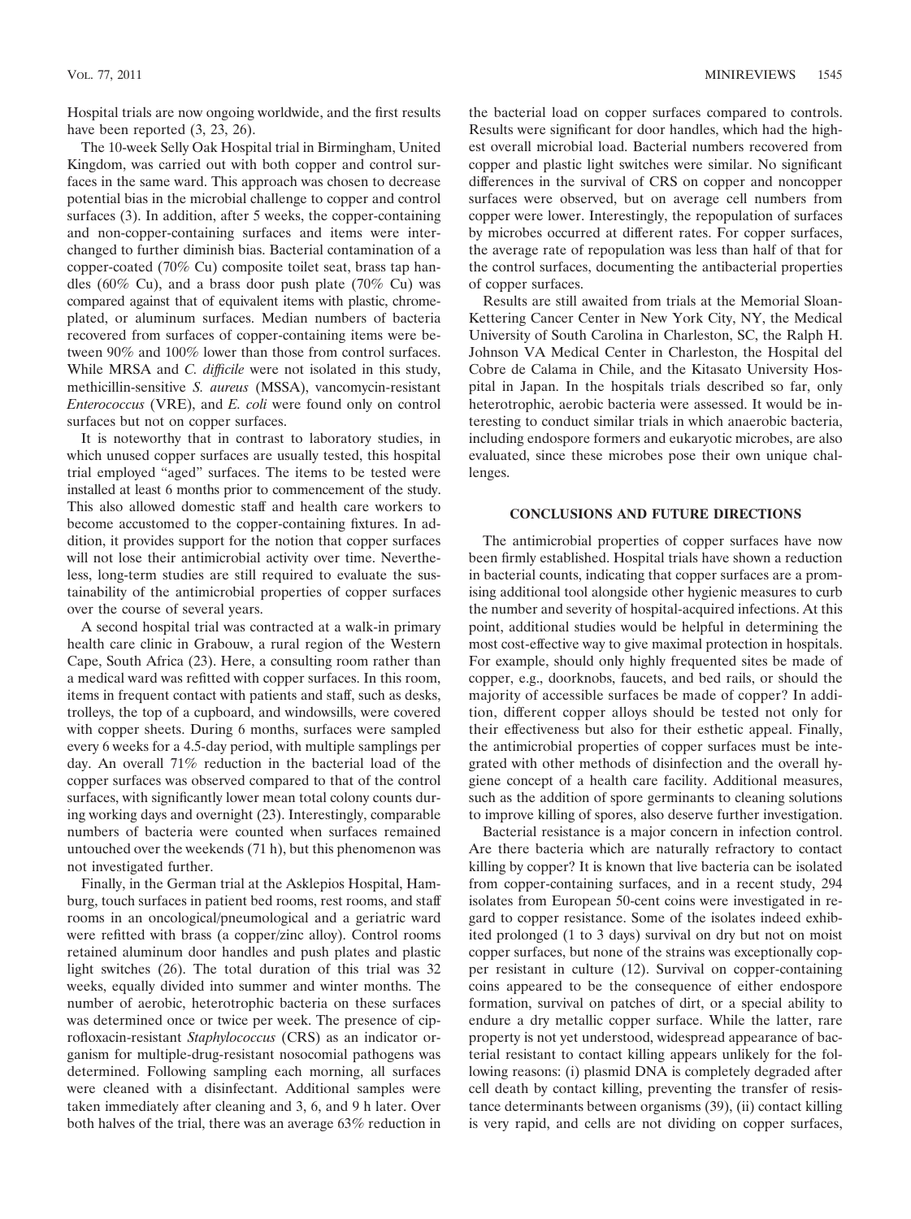Hospital trials are now ongoing worldwide, and the first results have been reported (3, 23, 26).

The 10-week Selly Oak Hospital trial in Birmingham, United Kingdom, was carried out with both copper and control surfaces in the same ward. This approach was chosen to decrease potential bias in the microbial challenge to copper and control surfaces (3). In addition, after 5 weeks, the copper-containing and non-copper-containing surfaces and items were interchanged to further diminish bias. Bacterial contamination of a copper-coated (70% Cu) composite toilet seat, brass tap handles (60% Cu), and a brass door push plate (70% Cu) was compared against that of equivalent items with plastic, chrome-plated, or aluminum surfaces. Median numbers of bacteria recovered from surfaces of copper-containing items were between 90% and 100% lower than those from control surfaces. While MRSA and *C. difficile* were not isolated in this study, methicillin-sensitive *S. aureus* (MSSA), vancomycin-resistant *Enterococcus* (VRE), and *E. coli* were found only on control surfaces but not on copper surfaces.

It is noteworthy that in contrast to laboratory studies, in which unused copper surfaces are usually tested, this hospital trial employed "aged" surfaces. The items to be tested were installed at least 6 months prior to commencement of the study. This also allowed domestic staff and health care workers to become accustomed to the copper-containing fixtures. In addition, it provides support for the notion that copper surfaces will not lose their antimicrobial activity over time. Nevertheless, long-term studies are still required to evaluate the sustainability of the antimicrobial properties of copper surfaces over the course of several years.

A second hospital trial was contracted at a walk-in primary health care clinic in Grabouw, a rural region of the Western Cape, South Africa (23). Here, a consulting room rather than a medical ward was refitted with copper surfaces. In this room, items in frequent contact with patients and staff, such as desks, trolleys, the top of a cupboard, and windowsills, were covered with copper sheets. During 6 months, surfaces were sampled every 6 weeks for a 4.5-day period, with multiple samplings per day. An overall 71% reduction in the bacterial load of the copper surfaces was observed compared to that of the control surfaces, with significantly lower mean total colony counts during working days and overnight (23). Interestingly, comparable numbers of bacteria were counted when surfaces remained untouched over the weekends (71 h), but this phenomenon was not investigated further.

Finally, in the German trial at the Asklepios Hospital, Hamburg, touch surfaces in patient bed rooms, rest rooms, and staff rooms in an oncological/pneumological and a geriatric ward were refitted with brass (a copper/zinc alloy). Control rooms retained aluminum door handles and push plates and plastic light switches (26). The total duration of this trial was 32 weeks, equally divided into summer and winter months. The number of aerobic, heterotrophic bacteria on these surfaces was determined once or twice per week. The presence of ciprofloxacin-resistant *Staphylococcus* (CRS) as an indicator organism for multiple-drug-resistant nosocomial pathogens was determined. Following sampling each morning, all surfaces were cleaned with a disinfectant. Additional samples were taken immediately after cleaning and 3, 6, and 9 h later. Over both halves of the trial, there was an average 63% reduction in the bacterial load on copper surfaces compared to controls. Results were significant for door handles, which had the highest overall microbial load. Bacterial numbers recovered from copper and plastic light switches were similar. No significant differences in the survival of CRS on copper and noncopper surfaces were observed, but on average cell numbers from copper were lower. Interestingly, the repopulation of surfaces by microbes occurred at different rates. For copper surfaces, the average rate of repopulation was less than half of that for the control surfaces, documenting the antibacterial properties of copper surfaces.

Results are still awaited from trials at the Memorial Sloan-Kettering Cancer Center in New York City, NY, the Medical University of South Carolina in Charleston, SC, the Ralph H. Johnson VA Medical Center in Charleston, the Hospital del Cobre de Calama in Chile, and the Kitasato University Hospital in Japan. In the hospitals trials described so far, only heterotrophic, aerobic bacteria were assessed. It would be interesting to conduct similar trials in which anaerobic bacteria, including endospore formers and eukaryotic microbes, are also evaluated, since these microbes pose their own unique challenges.

## CONCLUSIONS AND FUTURE DIRECTIONS

The antimicrobial properties of copper surfaces have now been firmly established. Hospital trials have shown a reduction in bacterial counts, indicating that copper surfaces are a promising additional tool alongside other hygienic measures to curb the number and severity of hospital-acquired infections. At this point, additional studies would be helpful in determining the most cost-effective way to give maximal protection in hospitals. For example, should only highly frequented sites be made of copper, e.g., doorknobs, faucets, and bed rails, or should the majority of accessible surfaces be made of copper? In addition, different copper alloys should be tested not only for their effectiveness but also for their esthetic appeal. Finally, the antimicrobial properties of copper surfaces must be integrated with other methods of disinfection and the overall hygiene concept of a health care facility. Additional measures, such as the addition of spore germinants to cleaning solutions to improve killing of spores, also deserve further investigation.

Bacterial resistance is a major concern in infection control. Are there bacteria which are naturally refractory to contact killing by copper? It is known that live bacteria can be isolated from copper-containing surfaces, and in a recent study, 294 isolates from European 50-cent coins were investigated in regard to copper resistance. Some of the isolates indeed exhibited prolonged (1 to 3 days) survival on dry but not on moist copper surfaces, but none of the strains was exceptionally copper resistant in culture (12). Survival on copper-containing coins appeared to be the consequence of either endospore formation, survival on patches of dirt, or a special ability to endure a dry metallic copper surface. While the latter, rare property is not yet understood, widespread appearance of bacterial resistant to contact killing appears unlikely for the following reasons: (i) plasmid DNA is completely degraded after cell death by contact killing, preventing the transfer of resistance determinants between organisms (39), (ii) contact killing is very rapid, and cells are not dividing on copper surfaces,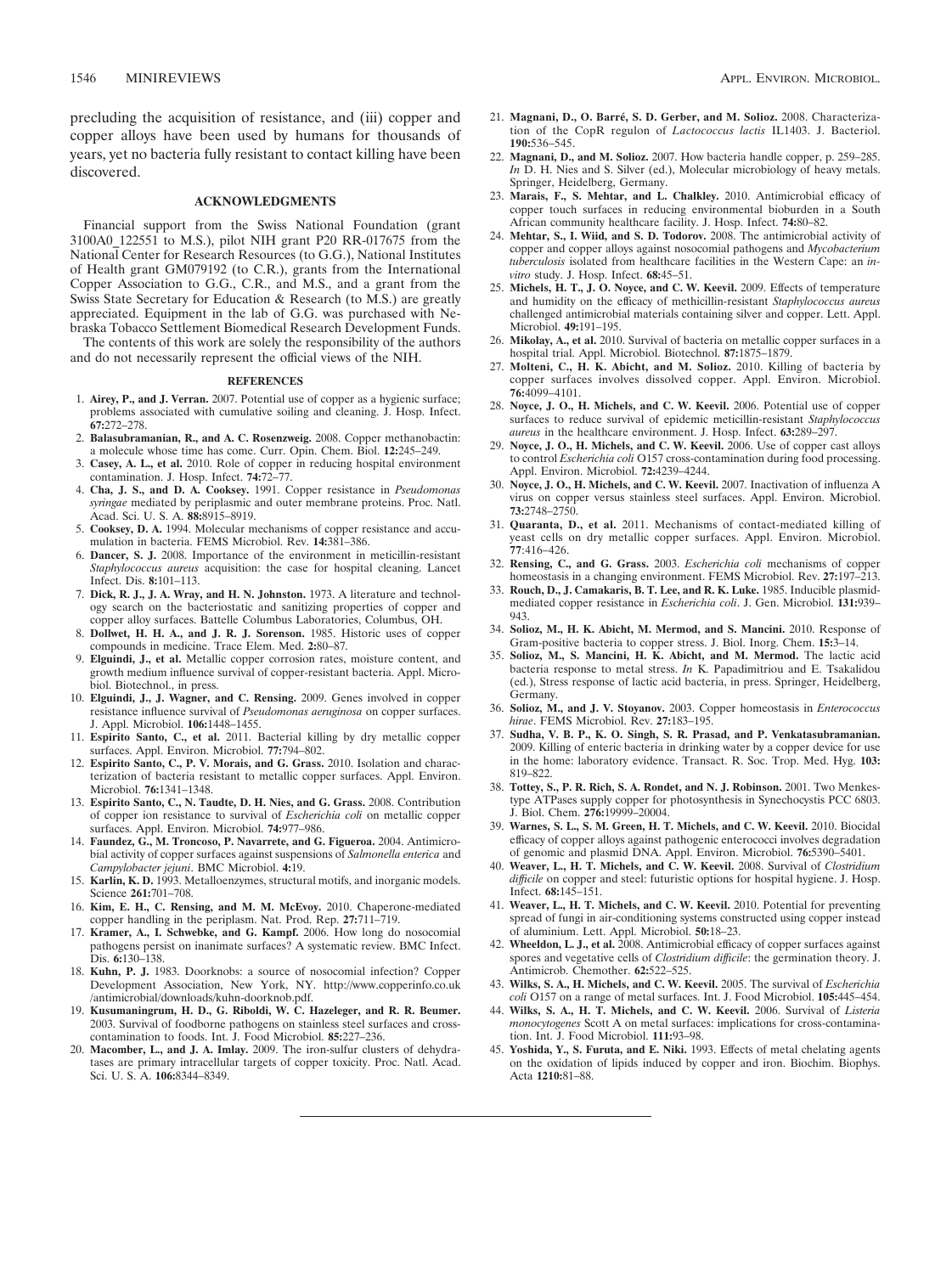precluding the acquisition of resistance, and (iii) copper and copper alloys have been used by humans for thousands of years, yet no bacteria fully resistant to contact killing have been discovered.

## ACKNOWLEDGMENTS

Financial support from the Swiss National Foundation (grant 3100A0_122551 to M.S.), pilot NIH grant P20 RR-017675 from the National Center for Research Resources (to G.G.), National Institutes of Health grant GM079192 (to C.R.), grants from the International Copper Association to G.G., C.R., and M.S., and a grant from the Swiss State Secretary for Education & Research (to M.S.) are greatly appreciated. Equipment in the lab of G.G. was purchased with Nebraska Tobacco Settlement Biomedical Research Development Funds.

The contents of this work are solely the responsibility of the authors and do not necessarily represent the official views of the NIH.

## REFERENCES

1. **Airey, P., and J. Verran.** 2007. Potential use of copper as a hygienic surface; problems associated with cumulative soiling and cleaning. J. Hosp. Infect. **67:**272–278.
2. **Balasubramanian, R., and A. C. Rosenzweig.** 2008. Copper methanobactin: a molecule whose time has come. Curr. Opin. Chem. Biol. **12:**245–249.
3. **Casey, A. L., et al.** 2010. Role of copper in reducing hospital environment contamination. J. Hosp. Infect. **74:**72–77.
4. **Cha, J. S., and D. A. Cooksey.** 1991. Copper resistance in *Pseudomonas syringae* mediated by periplasmic and outer membrane proteins. Proc. Natl. Acad. Sci. U. S. A. **88:**8915–8919.
5. **Cooksey, D. A.** 1994. Molecular mechanisms of copper resistance and accumulation in bacteria. FEMS Microbiol. Rev. **14:**381–386.
6. **Dancer, S. J.** 2008. Importance of the environment in meticillin-resistant *Staphylococcus aureus* acquisition: the case for hospital cleaning. Lancet Infect. Dis. **8:**101–113.
7. **Dick, R. J., J. A. Wray, and H. N. Johnston.** 1973. A literature and technology search on the bacteriostatic and sanitizing properties of copper and copper alloy surfaces. Battelle Columbus Laboratories, Columbus, OH.
8. **Dollwet, H. H. A., and J. R. J. Sorenson.** 1985. Historic uses of copper compounds in medicine. Trace Elem. Med. **2:**80–87.
9. **Elguindi, J., et al.** Metallic copper corrosion rates, moisture content, and growth medium influence survival of copper-resistant bacteria. Appl. Microbiol. Biotechnol., in press.
10. **Elguindi, J., J. Wagner, and C. Rensing.** 2009. Genes involved in copper resistance influence survival of *Pseudomonas aeruginosa* on copper surfaces. J. Appl. Microbiol. **106:**1448–1455.
11. **Espirito Santo, C., et al.** 2011. Bacterial killing by dry metallic copper surfaces. Appl. Environ. Microbiol. **77:**794–802.
12. **Espirito Santo, C., P. V. Morais, and G. Grass.** 2010. Isolation and characterization of bacteria resistant to metallic copper surfaces. Appl. Environ. Microbiol. **76:**1341–1348.
13. **Espirito Santo, C., N. Taudte, D. H. Nies, and G. Grass.** 2008. Contribution of copper ion resistance to survival of *Escherichia coli* on metallic copper surfaces. Appl. Environ. Microbiol. **74:**977–986.
14. **Faundez, G., M. Troncoso, P. Navarrete, and G. Figueroa.** 2004. Antimicrobial activity of copper surfaces against suspensions of *Salmonella enterica* and *Campylobacter jejuni*. BMC Microbiol. **4:**19.
15. **Karlin, K. D.** 1993. Metalloenzymes, structural motifs, and inorganic models. Science **261:**701–708.
16. **Kim, E. H., C. Rensing, and M. M. McEvoy.** 2010. Chaperone-mediated copper handling in the periplasm. Nat. Prod. Rep. **27:**711–719.
17. **Kramer, A., I. Schwebke, and G. Kampf.** 2006. How long do nosocomial pathogens persist on inanimate surfaces? A systematic review. BMC Infect. Dis. **6:**130–138.
18. **Kuhn, P. J.** 1983. Doorknobs: a source of nosocomial infection? Copper Development Association, New York, NY. http://www.copperinfo.co.uk/antimicrobial/downloads/kuhn-doorknob.pdf.
19. **Kusumaningrum, H. D., G. Riboldi, W. C. Hazeleger, and R. R. Beumer.** 2003. Survival of foodborne pathogens on stainless steel surfaces and cross-contamination to foods. Int. J. Food Microbiol. **85:**227–236.
20. **Macomber, L., and J. A. Imlay.** 2009. The iron-sulfur clusters of dehydratases are primary intracellular targets of copper toxicity. Proc. Natl. Acad. Sci. U. S. A. **106:**8344–8349.
21. **Magnani, D., O. Barré, S. D. Gerber, and M. Solioz.** 2008. Characterization of the CopR regulon of *Lactococcus lactis* IL1403. J. Bacteriol. **190:**536–545.
22. **Magnani, D., and M. Solioz.** 2007. How bacteria handle copper, p. 259–285. *In* D. H. Nies and S. Silver (ed.), Molecular microbiology of heavy metals. Springer, Heidelberg, Germany.
23. **Marais, F., S. Mehtar, and L. Chalkley.** 2010. Antimicrobial efficacy of copper touch surfaces in reducing environmental bioburden in a South African community healthcare facility. J. Hosp. Infect. **74:**80–82.
24. **Mehtar, S., I. Wiid, and S. D. Todorov.** 2008. The antimicrobial activity of copper and copper alloys against nosocomial pathogens and *Mycobacterium tuberculosis* isolated from healthcare facilities in the Western Cape: an *in-vitro* study. J. Hosp. Infect. **68:**45–51.
25. **Michels, H. T., J. O. Noyce, and C. W. Keevil.** 2009. Effects of temperature and humidity on the efficacy of methicillin-resistant *Staphylococcus aureus* challenged antimicrobial materials containing silver and copper. Lett. Appl. Microbiol. **49:**191–195.
26. **Mikolay, A., et al.** 2010. Survival of bacteria on metallic copper surfaces in a hospital trial. Appl. Microbiol. Biotechnol. **87:**1875–1879.
27. **Molteni, C., H. K. Abicht, and M. Solioz.** 2010. Killing of bacteria by copper surfaces involves dissolved copper. Appl. Environ. Microbiol. **76:**4099–4101.
28. **Noyce, J. O., H. Michels, and C. W. Keevil.** 2006. Potential use of copper surfaces to reduce survival of epidemic meticillin-resistant *Staphylococcus aureus* in the healthcare environment. J. Hosp. Infect. **63:**289–297.
29. **Noyce, J. O., H. Michels, and C. W. Keevil.** 2006. Use of copper cast alloys to control *Escherichia coli* O157 cross-contamination during food processing. Appl. Environ. Microbiol. **72:**4239–4244.
30. **Noyce, J. O., H. Michels, and C. W. Keevil.** 2007. Inactivation of influenza A virus on copper versus stainless steel surfaces. Appl. Environ. Microbiol. **73:**2748–2750.
31. **Quaranta, D., et al.** 2011. Mechanisms of contact-mediated killing of yeast cells on dry metallic copper surfaces. Appl. Environ. Microbiol. **77:**416–426.
32. **Rensing, C., and G. Grass.** 2003. *Escherichia coli* mechanisms of copper homeostasis in a changing environment. FEMS Microbiol. Rev. **27:**197–213.
33. **Rouch, D., J. Camakaris, B. T. Lee, and R. K. Luke.** 1985. Inducible plasmid-mediated copper resistance in *Escherichia coli*. J. Gen. Microbiol. **131:**939–943.
34. **Solioz, M., H. K. Abicht, M. Mermod, and S. Mancini.** 2010. Response of Gram-positive bacteria to copper stress. J. Biol. Inorg. Chem. **15:**3–14.
35. **Solioz, M., S. Mancini, H. K. Abicht, and M. Mermod.** The lactic acid bacteria response to metal stress. *In* K. Papadimitriou and E. Tsakalidou (ed.), Stress response of lactic acid bacteria, in press. Springer, Heidelberg, Germany.
36. **Solioz, M., and J. V. Stoyanov.** 2003. Copper homeostasis in *Enterococcus hirae*. FEMS Microbiol. Rev. **27:**183–195.
37. **Sudha, V. B. P., K. O. Singh, S. R. Prasad, and P. Venkatasubramanian.** 2009. Killing of enteric bacteria in drinking water by a copper device for use in the home: laboratory evidence. Transact. R. Soc. Trop. Med. Hyg. **103:** 819–822.
38. **Tottey, S., P. R. Rich, S. A. Rondet, and N. J. Robinson.** 2001. Two Menkes-type ATPases supply copper for photosynthesis in Synechocystis PCC 6803. J. Biol. Chem. **276:**19999–20004.
39. **Warnes, S. L., S. M. Green, H. T. Michels, and C. W. Keevil.** 2010. Biocidal efficacy of copper alloys against pathogenic enterococci involves degradation of genomic and plasmid DNA. Appl. Environ. Microbiol. **76:**5390–5401.
40. **Weaver, L., H. T. Michels, and C. W. Keevil.** 2008. Survival of *Clostridium difficile* on copper and steel: futuristic options for hospital hygiene. J. Hosp. Infect. **68:**145–151.
41. **Weaver, L., H. T. Michels, and C. W. Keevil.** 2010. Potential for preventing spread of fungi in air-conditioning systems constructed using copper instead of aluminium. Lett. Appl. Microbiol. **50:**18–23.
42. **Wheeldon, L. J., et al.** 2008. Antimicrobial efficacy of copper surfaces against spores and vegetative cells of *Clostridium difficile*: the germination theory. J. Antimicrob. Chemother. **62:**522–525.
43. **Wilks, S. A., H. Michels, and C. W. Keevil.** 2005. The survival of *Escherichia coli* O157 on a range of metal surfaces. Int. J. Food Microbiol. **105:**445–454.
44. **Wilks, S. A., H. T. Michels, and C. W. Keevil.** 2006. Survival of *Listeria monocytogenes* Scott A on metal surfaces: implications for cross-contamination. Int. J. Food Microbiol. **111:**93–98.
45. **Yoshida, Y., S. Furuta, and E. Niki.** 1993. Effects of metal chelating agents on the oxidation of lipids induced by copper and iron. Biochim. Biophys. Acta **1210:**81–88.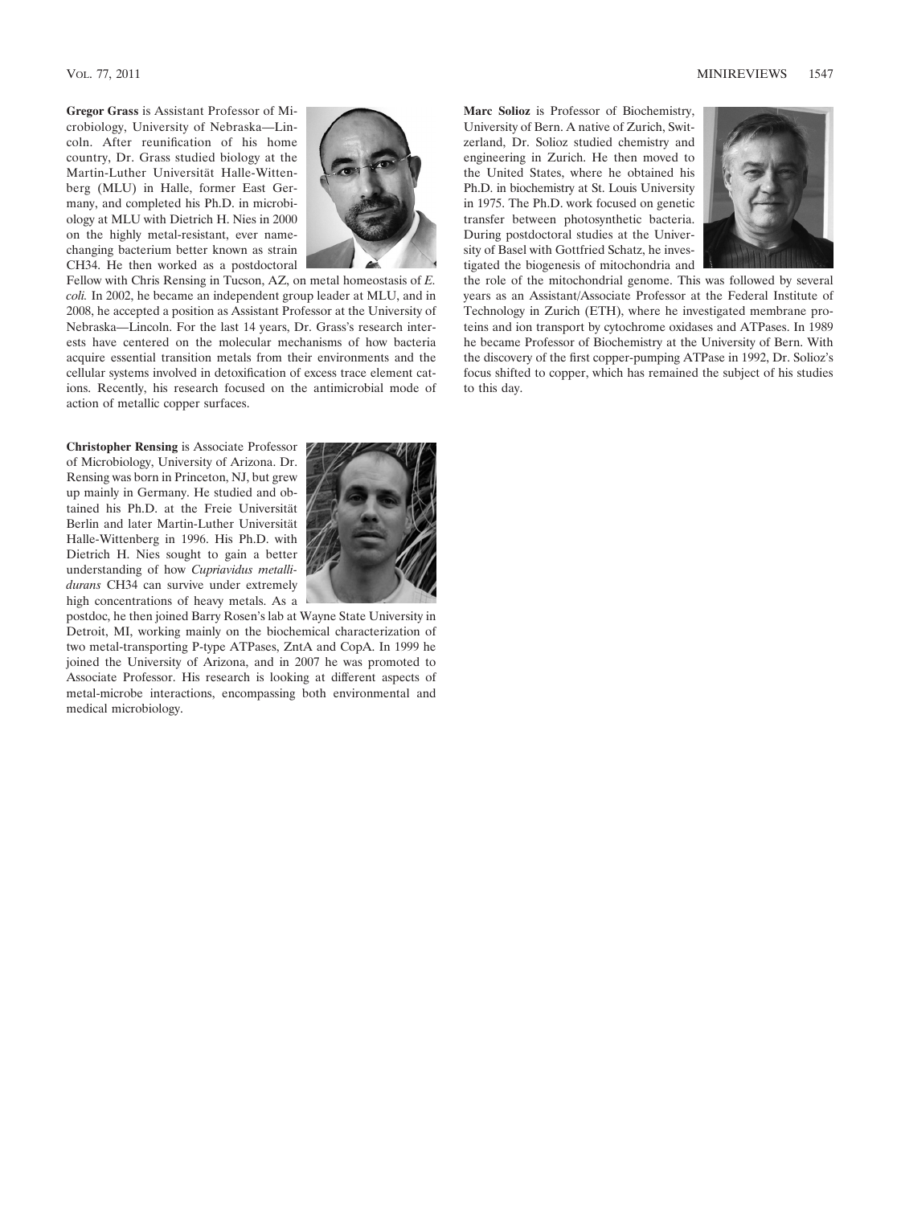**Gregor Grass** is Assistant Professor of Microbiology, University of Nebraska—Lincoln. After reunification of his home country, Dr. Grass studied biology at the Martin-Luther Universität Halle-Wittenberg (MLU) in Halle, former East Germany, and completed his Ph.D. in microbiology at MLU with Dietrich H. Nies in 2000 on the highly metal-resistant, ever name-changing bacterium better known as strain CH34. He then worked as a postdoctoral Fellow with Chris Rensing in Tucson, AZ, on metal homeostasis of *E. coli.* In 2002, he became an independent group leader at MLU, and in 2008, he accepted a position as Assistant Professor at the University of Nebraska—Lincoln. For the last 14 years, Dr. Grass's research interests have centered on the molecular mechanisms of how bacteria acquire essential transition metals from their environments and the cellular systems involved in detoxification of excess trace element cations. Recently, his research focused on the antimicrobial mode of action of metallic copper surfaces.

**Christopher Rensing** is Associate Professor of Microbiology, University of Arizona. Dr. Rensing was born in Princeton, NJ, but grew up mainly in Germany. He studied and obtained his Ph.D. at the Freie Universität Berlin and later Martin-Luther Universität Halle-Wittenberg in 1996. His Ph.D. with Dietrich H. Nies sought to gain a better understanding of how *Cupriavidus metallidurans* CH34 can survive under extremely high concentrations of heavy metals. As a postdoc, he then joined Barry Rosen's lab at Wayne State University in Detroit, MI, working mainly on the biochemical characterization of two metal-transporting P-type ATPases, ZntA and CopA. In 1999 he joined the University of Arizona, and in 2007 he was promoted to Associate Professor. His research is looking at different aspects of metal-microbe interactions, encompassing both environmental and medical microbiology.

**Marc Solioz** is Professor of Biochemistry, University of Bern. A native of Zurich, Switzerland, Dr. Solioz studied chemistry and engineering in Zurich. He then moved to the United States, where he obtained his Ph.D. in biochemistry at St. Louis University in 1975. The Ph.D. work focused on genetic transfer between photosynthetic bacteria. During postdoctoral studies at the University of Basel with Gottfried Schatz, he investigated the biogenesis of mitochondria and the role of the mitochondrial genome. This was followed by several years as an Assistant/Associate Professor at the Federal Institute of Technology in Zurich (ETH), where he investigated membrane proteins and ion transport by cytochrome oxidases and ATPases. In 1989 he became Professor of Biochemistry at the University of Bern. With the discovery of the first copper-pumping ATPase in 1992, Dr. Solioz's focus shifted to copper, which has remained the subject of his studies to this day.